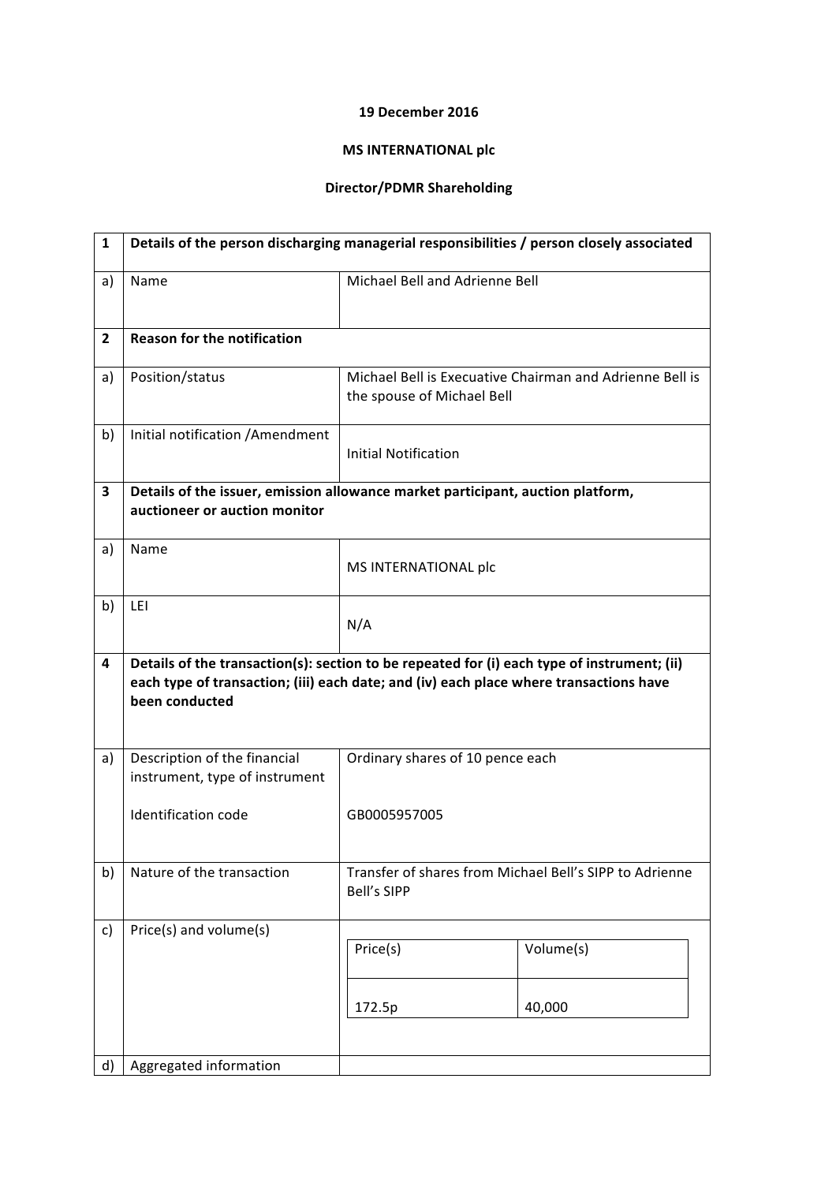**19 December 2016**

**MS INTERNATIONAL plc**

**Director/PDMR Shareholding**

| 1 | **Details of the person discharging managerial responsibilities / person closely associated** | |
|---|---|---|
| a) | Name | Michael Bell and Adrienne Bell |
| **2** | **Reason for the notification** | |
| a) | Position/status | Michael Bell is Executive Chairman and Adrienne Bell is the spouse of Michael Bell |
| b) | Initial notification /Amendment | Initial Notification |
| **3** | **Details of the issuer, emission allowance market participant, auction platform, auctioneer or auction monitor** | |
| a) | Name | MS INTERNATIONAL plc |
| b) | LEI | N/A |
| **4** | **Details of the transaction(s): section to be repeated for (i) each type of instrument; (ii) each type of transaction; (iii) each date; and (iv) each place where transactions have been conducted** | |
| a) | Description of the financial instrument, type of instrument<br><br>Identification code | Ordinary shares of 10 pence each<br><br>GB0005957005 |
| b) | Nature of the transaction | Transfer of shares from Michael Bell's SIPP to Adrienne Bell's SIPP |
| c) | Price(s) and volume(s) | Price(s): 172.5p<br>Volume(s): 40,000 |
| d) | Aggregated information | |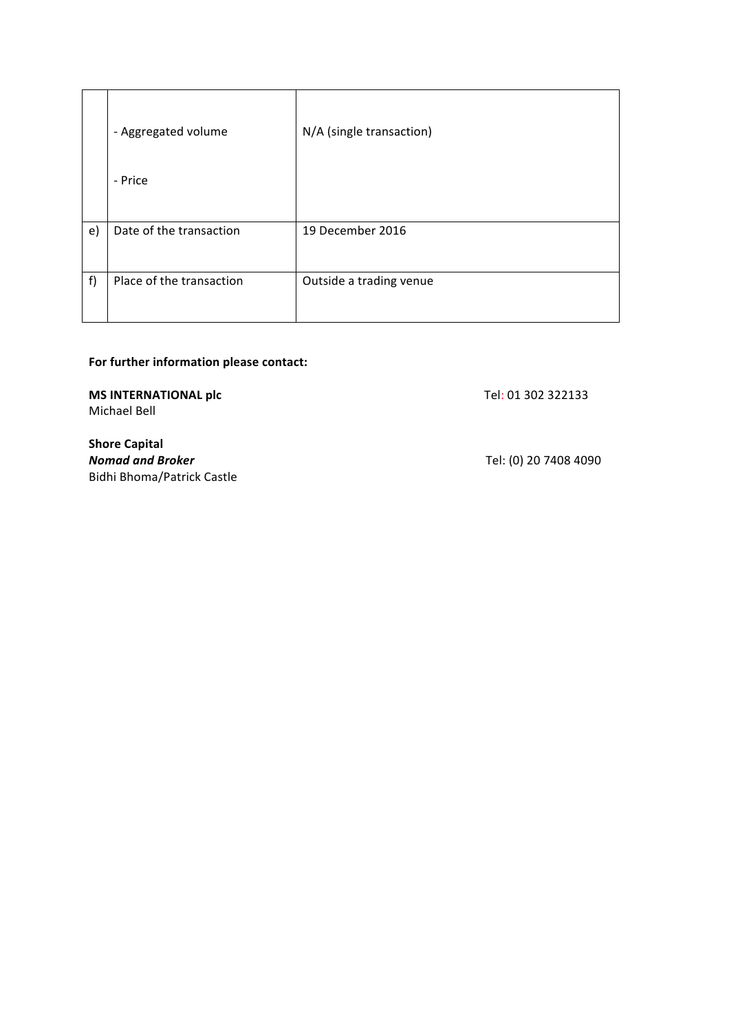| | | |
|---|---|---|
| | - Aggregated volume<br><br>- Price | N/A (single transaction) |
| e) | Date of the transaction | 19 December 2016 |
| f) | Place of the transaction | Outside a trading venue |

**For further information please contact:**

**MS INTERNATIONAL plc** Tel: 01 302 322133
Michael Bell

**Shore Capital**
***Nomad and Broker*** Tel: (0) 20 7408 4090
Bidhi Bhoma/Patrick Castle